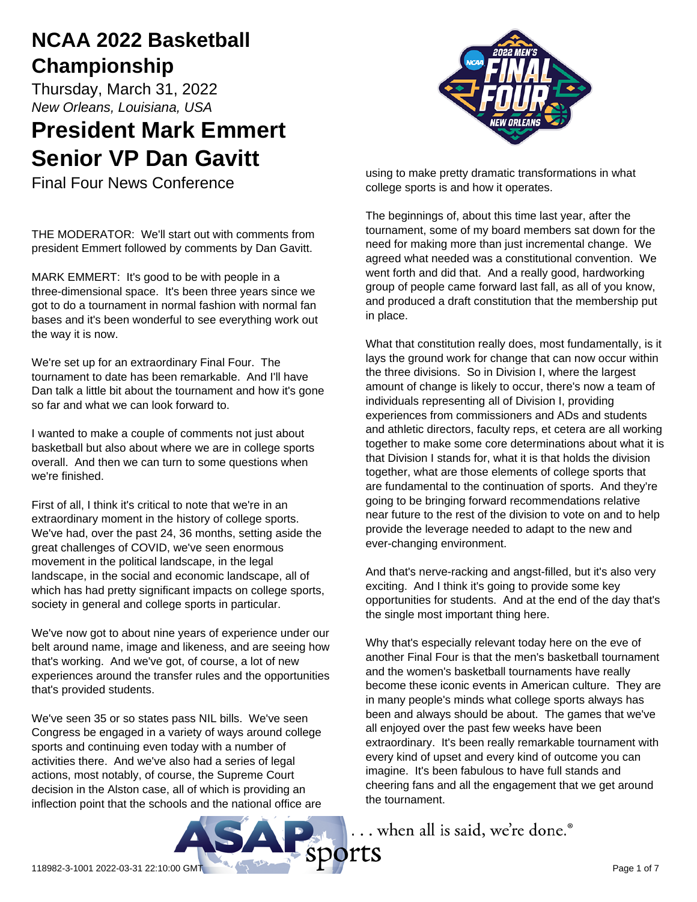# NCAA 2022 Basketball Championship

Thursday, March 31, 2022

*New Orleans, Louisiana, USA*

# President Mark Emmert

# Senior VP Dan Gavitt

Final Four News Conference

THE MODERATOR: We'll start out with comments from president Emmert followed by comments by Dan Gavitt.

MARK EMMERT: It's good to be with people in a three-dimensional space. It's been three years since we got to do a tournament in normal fashion with normal fan bases and it's been wonderful to see everything work out the way it is now.

We're set up for an extraordinary Final Four. The tournament to date has been remarkable. And I'll have Dan talk a little bit about the tournament and how it's gone so far and what we can look forward to.

I wanted to make a couple of comments not just about basketball but also about where we are in college sports overall. And then we can turn to some questions when we're finished.

First of all, I think it's critical to note that we're in an extraordinary moment in the history of college sports. We've had, over the past 24, 36 months, setting aside the great challenges of COVID, we've seen enormous movement in the political landscape, in the legal landscape, in the social and economic landscape, all of which has had pretty significant impacts on college sports, society in general and college sports in particular.

We've now got to about nine years of experience under our belt around name, image and likeness, and are seeing how that's working. And we've got, of course, a lot of new experiences around the transfer rules and the opportunities that's provided students.

We've seen 35 or so states pass NIL bills. We've seen Congress be engaged in a variety of ways around college sports and continuing even today with a number of activities there. And we've also had a series of legal actions, most notably, of course, the Supreme Court decision in the Alston case, all of which is providing an inflection point that the schools and the national office are using to make pretty dramatic transformations in what college sports is and how it operates.

The beginnings of, about this time last year, after the tournament, some of my board members sat down for the need for making more than just incremental change. We agreed what needed was a constitutional convention. We went forth and did that. And a really good, hardworking group of people came forward last fall, as all of you know, and produced a draft constitution that the membership put in place.

What that constitution really does, most fundamentally, is it lays the ground work for change that can now occur within the three divisions. So in Division I, where the largest amount of change is likely to occur, there's now a team of individuals representing all of Division I, providing experiences from commissioners and ADs and students and athletic directors, faculty reps, et cetera are all working together to make some core determinations about what it is that Division I stands for, what it is that holds the division together, what are those elements of college sports that are fundamental to the continuation of sports. And they're going to be bringing forward recommendations relative near future to the rest of the division to vote on and to help provide the leverage needed to adapt to the new and ever-changing environment.

And that's nerve-racking and angst-filled, but it's also very exciting. And I think it's going to provide some key opportunities for students. And at the end of the day that's the single most important thing here.

Why that's especially relevant today here on the eve of another Final Four is that the men's basketball tournament and the women's basketball tournaments have really become these iconic events in American culture. They are in many people's minds what college sports always has been and always should be about. The games that we've all enjoyed over the past few weeks have been extraordinary. It's been really remarkable tournament with every kind of upset and every kind of outcome you can imagine. It's been fabulous to have full stands and cheering fans and all the engagement that we get around the tournament.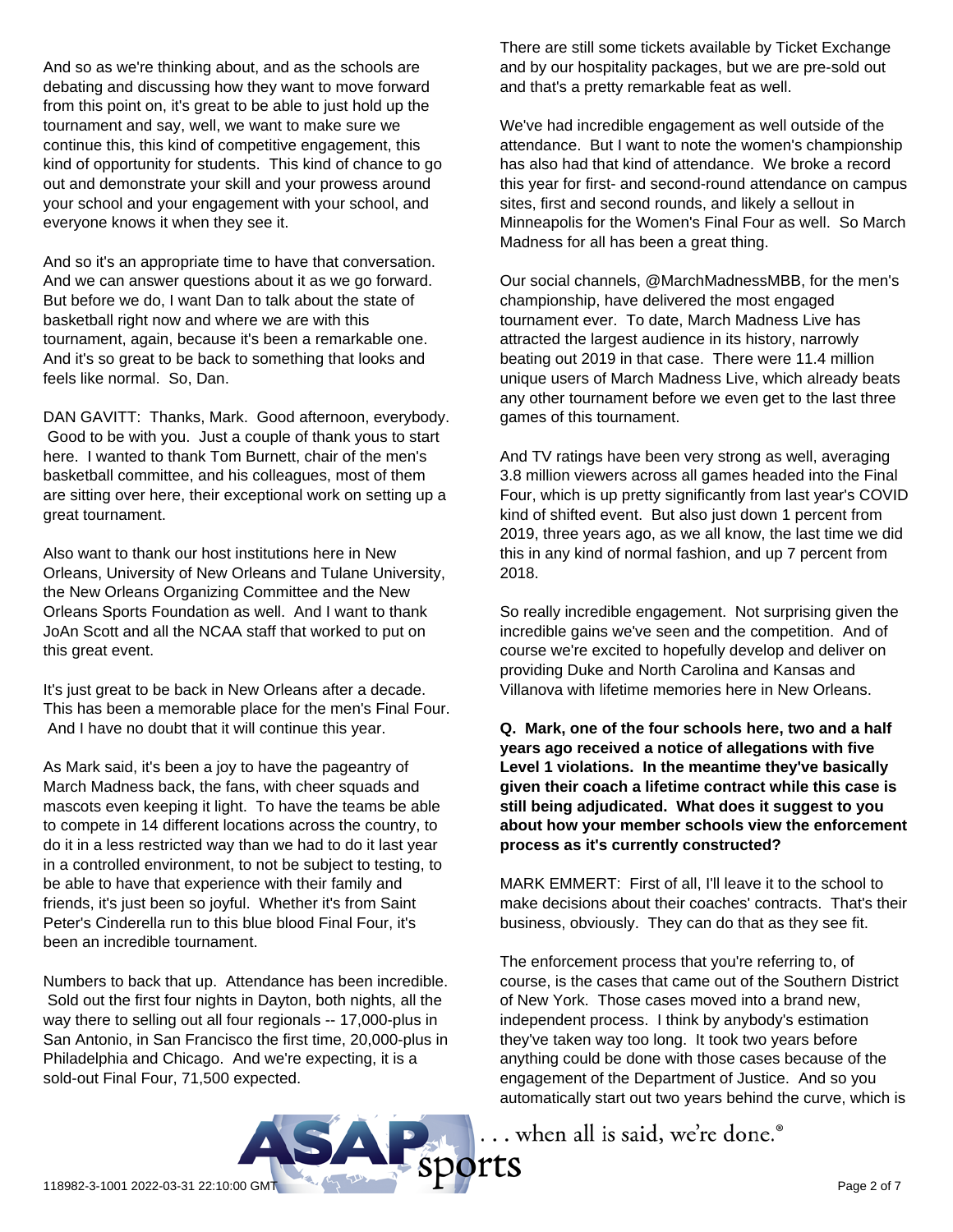And so as we're thinking about, and as the schools are debating and discussing how they want to move forward from this point on, it's great to be able to just hold up the tournament and say, well, we want to make sure we continue this, this kind of competitive engagement, this kind of opportunity for students. This kind of chance to go out and demonstrate your skill and your prowess around your school and your engagement with your school, and everyone knows it when they see it.

And so it's an appropriate time to have that conversation. And we can answer questions about it as we go forward. But before we do, I want Dan to talk about the state of basketball right now and where we are with this tournament, again, because it's been a remarkable one. And it's so great to be back to something that looks and feels like normal. So, Dan.

DAN GAVITT: Thanks, Mark. Good afternoon, everybody. Good to be with you. Just a couple of thank yous to start here. I wanted to thank Tom Burnett, chair of the men's basketball committee, and his colleagues, most of them are sitting over here, their exceptional work on setting up a great tournament.

Also want to thank our host institutions here in New Orleans, University of New Orleans and Tulane University, the New Orleans Organizing Committee and the New Orleans Sports Foundation as well. And I want to thank JoAn Scott and all the NCAA staff that worked to put on this great event.

It's just great to be back in New Orleans after a decade. This has been a memorable place for the men's Final Four. And I have no doubt that it will continue this year.

As Mark said, it's been a joy to have the pageantry of March Madness back, the fans, with cheer squads and mascots even keeping it light. To have the teams be able to compete in 14 different locations across the country, to do it in a less restricted way than we had to do it last year in a controlled environment, to not be subject to testing, to be able to have that experience with their family and friends, it's just been so joyful. Whether it's from Saint Peter's Cinderella run to this blue blood Final Four, it's been an incredible tournament.

Numbers to back that up. Attendance has been incredible. Sold out the first four nights in Dayton, both nights, all the way there to selling out all four regionals -- 17,000-plus in San Antonio, in San Francisco the first time, 20,000-plus in Philadelphia and Chicago. And we're expecting, it is a sold-out Final Four, 71,500 expected.

There are still some tickets available by Ticket Exchange and by our hospitality packages, but we are pre-sold out and that's a pretty remarkable feat as well.

We've had incredible engagement as well outside of the attendance. But I want to note the women's championship has also had that kind of attendance. We broke a record this year for first- and second-round attendance on campus sites, first and second rounds, and likely a sellout in Minneapolis for the Women's Final Four as well. So March Madness for all has been a great thing.

Our social channels, @MarchMadnessMBB, for the men's championship, have delivered the most engaged tournament ever. To date, March Madness Live has attracted the largest audience in its history, narrowly beating out 2019 in that case. There were 11.4 million unique users of March Madness Live, which already beats any other tournament before we even get to the last three games of this tournament.

And TV ratings have been very strong as well, averaging 3.8 million viewers across all games headed into the Final Four, which is up pretty significantly from last year's COVID kind of shifted event. But also just down 1 percent from 2019, three years ago, as we all know, the last time we did this in any kind of normal fashion, and up 7 percent from 2018.

So really incredible engagement. Not surprising given the incredible gains we've seen and the competition. And of course we're excited to hopefully develop and deliver on providing Duke and North Carolina and Kansas and Villanova with lifetime memories here in New Orleans.

**Q. Mark, one of the four schools here, two and a half years ago received a notice of allegations with five Level 1 violations. In the meantime they've basically given their coach a lifetime contract while this case is still being adjudicated. What does it suggest to you about how your member schools view the enforcement process as it's currently constructed?**

MARK EMMERT: First of all, I'll leave it to the school to make decisions about their coaches' contracts. That's their business, obviously. They can do that as they see fit.

The enforcement process that you're referring to, of course, is the cases that came out of the Southern District of New York. Those cases moved into a brand new, independent process. I think by anybody's estimation they've taken way too long. It took two years before anything could be done with those cases because of the engagement of the Department of Justice. And so you automatically start out two years behind the curve, which is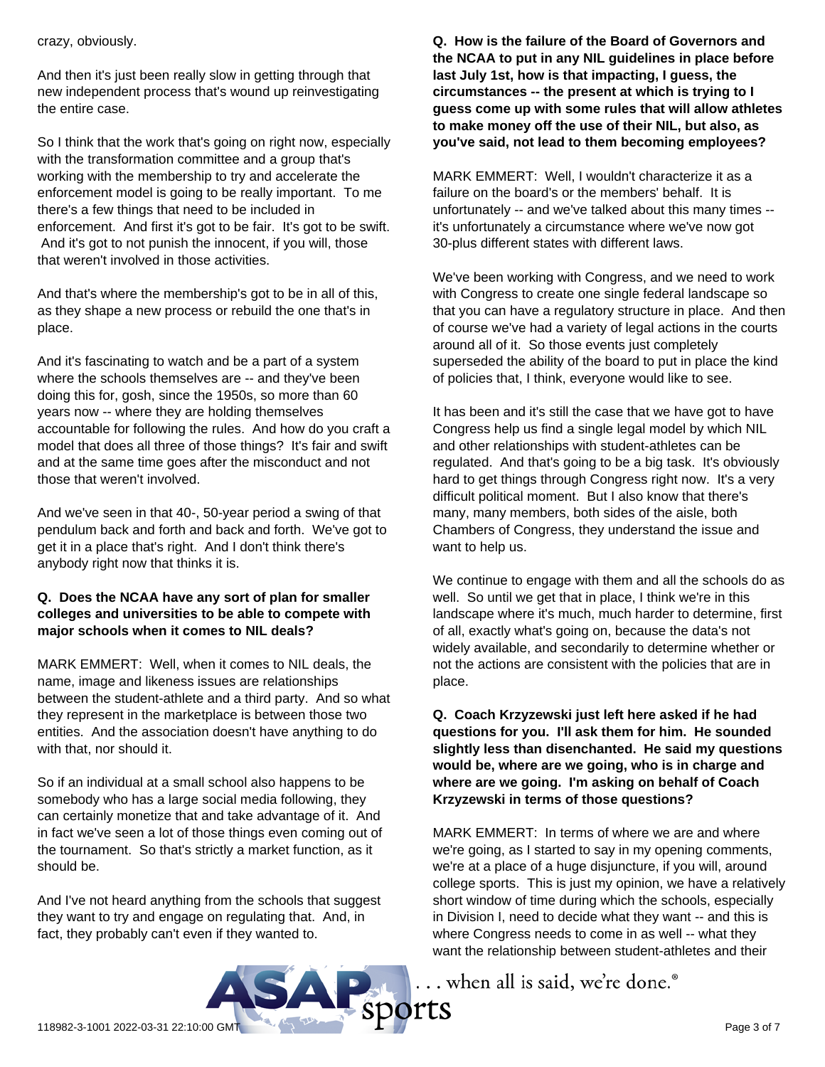crazy, obviously.

And then it's just been really slow in getting through that new independent process that's wound up reinvestigating the entire case.

So I think that the work that's going on right now, especially with the transformation committee and a group that's working with the membership to try and accelerate the enforcement model is going to be really important. To me there's a few things that need to be included in enforcement. And first it's got to be fair. It's got to be swift. And it's got to not punish the innocent, if you will, those that weren't involved in those activities.

And that's where the membership's got to be in all of this, as they shape a new process or rebuild the one that's in place.

And it's fascinating to watch and be a part of a system where the schools themselves are -- and they've been doing this for, gosh, since the 1950s, so more than 60 years now -- where they are holding themselves accountable for following the rules. And how do you craft a model that does all three of those things? It's fair and swift and at the same time goes after the misconduct and not those that weren't involved.

And we've seen in that 40-, 50-year period a swing of that pendulum back and forth and back and forth. We've got to get it in a place that's right. And I don't think there's anybody right now that thinks it is.

**Q. Does the NCAA have any sort of plan for smaller colleges and universities to be able to compete with major schools when it comes to NIL deals?**

MARK EMMERT: Well, when it comes to NIL deals, the name, image and likeness issues are relationships between the student-athlete and a third party. And so what they represent in the marketplace is between those two entities. And the association doesn't have anything to do with that, nor should it.

So if an individual at a small school also happens to be somebody who has a large social media following, they can certainly monetize that and take advantage of it. And in fact we've seen a lot of those things even coming out of the tournament. So that's strictly a market function, as it should be.

And I've not heard anything from the schools that suggest they want to try and engage on regulating that. And, in fact, they probably can't even if they wanted to.

**Q. How is the failure of the Board of Governors and the NCAA to put in any NIL guidelines in place before last July 1st, how is that impacting, I guess, the circumstances -- the present at which is trying to I guess come up with some rules that will allow athletes to make money off the use of their NIL, but also, as you've said, not lead to them becoming employees?**

MARK EMMERT: Well, I wouldn't characterize it as a failure on the board's or the members' behalf. It is unfortunately -- and we've talked about this many times -- it's unfortunately a circumstance where we've now got 30-plus different states with different laws.

We've been working with Congress, and we need to work with Congress to create one single federal landscape so that you can have a regulatory structure in place. And then of course we've had a variety of legal actions in the courts around all of it. So those events just completely superseded the ability of the board to put in place the kind of policies that, I think, everyone would like to see.

It has been and it's still the case that we have got to have Congress help us find a single legal model by which NIL and other relationships with student-athletes can be regulated. And that's going to be a big task. It's obviously hard to get things through Congress right now. It's a very difficult political moment. But I also know that there's many, many members, both sides of the aisle, both Chambers of Congress, they understand the issue and want to help us.

We continue to engage with them and all the schools do as well. So until we get that in place, I think we're in this landscape where it's much, much harder to determine, first of all, exactly what's going on, because the data's not widely available, and secondarily to determine whether or not the actions are consistent with the policies that are in place.

**Q. Coach Krzyzewski just left here asked if he had questions for you. I'll ask them for him. He sounded slightly less than disenchanted. He said my questions would be, where are we going, who is in charge and where are we going. I'm asking on behalf of Coach Krzyzewski in terms of those questions?**

MARK EMMERT: In terms of where we are and where we're going, as I started to say in my opening comments, we're at a place of a huge disjuncture, if you will, around college sports. This is just my opinion, we have a relatively short window of time during which the schools, especially in Division I, need to decide what they want -- and this is where Congress needs to come in as well -- what they want the relationship between student-athletes and their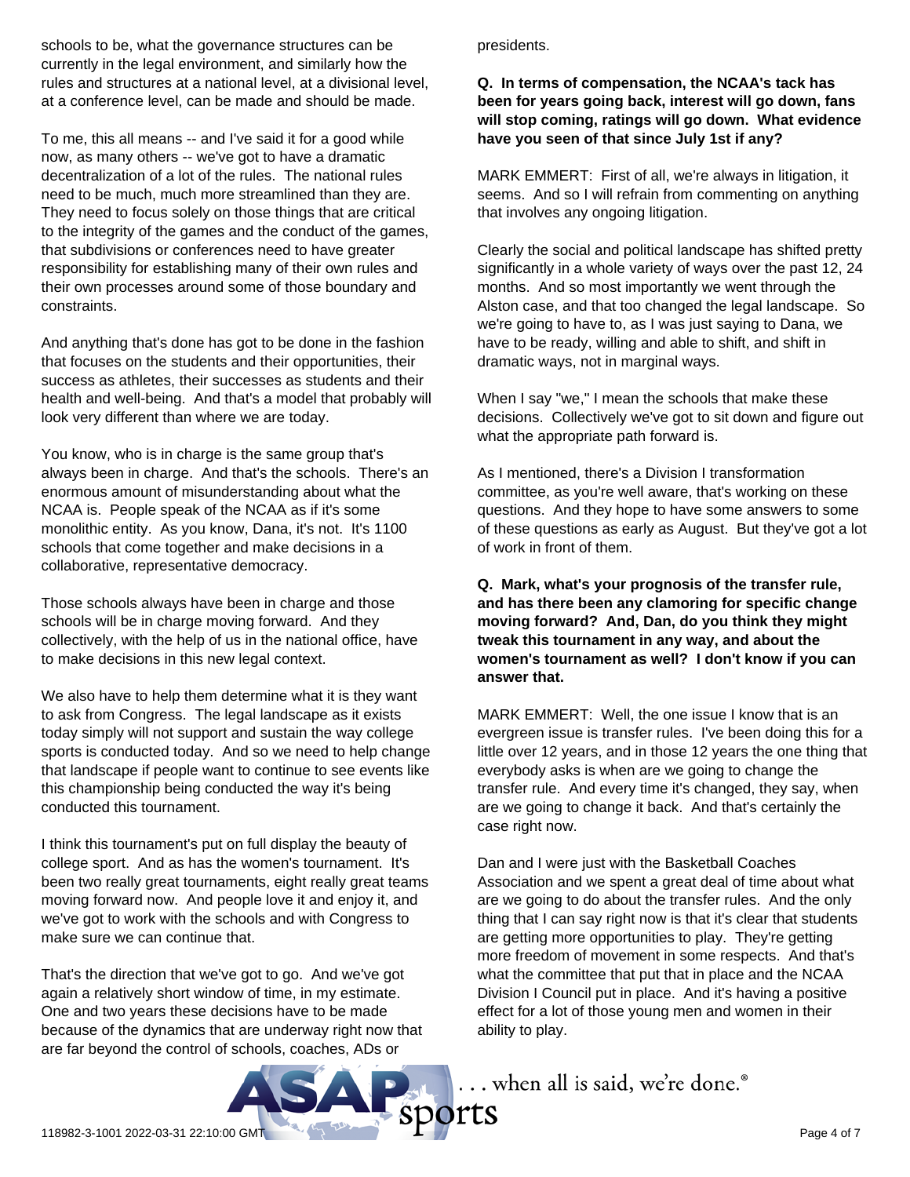schools to be, what the governance structures can be currently in the legal environment, and similarly how the rules and structures at a national level, at a divisional level, at a conference level, can be made and should be made.

To me, this all means -- and I've said it for a good while now, as many others -- we've got to have a dramatic decentralization of a lot of the rules. The national rules need to be much, much more streamlined than they are. They need to focus solely on those things that are critical to the integrity of the games and the conduct of the games, that subdivisions or conferences need to have greater responsibility for establishing many of their own rules and their own processes around some of those boundary and constraints.

And anything that's done has got to be done in the fashion that focuses on the students and their opportunities, their success as athletes, their successes as students and their health and well-being. And that's a model that probably will look very different than where we are today.

You know, who is in charge is the same group that's always been in charge. And that's the schools. There's an enormous amount of misunderstanding about what the NCAA is. People speak of the NCAA as if it's some monolithic entity. As you know, Dana, it's not. It's 1100 schools that come together and make decisions in a collaborative, representative democracy.

Those schools always have been in charge and those schools will be in charge moving forward. And they collectively, with the help of us in the national office, have to make decisions in this new legal context.

We also have to help them determine what it is they want to ask from Congress. The legal landscape as it exists today simply will not support and sustain the way college sports is conducted today. And so we need to help change that landscape if people want to continue to see events like this championship being conducted the way it's being conducted this tournament.

I think this tournament's put on full display the beauty of college sport. And as has the women's tournament. It's been two really great tournaments, eight really great teams moving forward now. And people love it and enjoy it, and we've got to work with the schools and with Congress to make sure we can continue that.

That's the direction that we've got to go. And we've got again a relatively short window of time, in my estimate. One and two years these decisions have to be made because of the dynamics that are underway right now that are far beyond the control of schools, coaches, ADs or presidents.

**Q. In terms of compensation, the NCAA's tack has been for years going back, interest will go down, fans will stop coming, ratings will go down. What evidence have you seen of that since July 1st if any?**

MARK EMMERT: First of all, we're always in litigation, it seems. And so I will refrain from commenting on anything that involves any ongoing litigation.

Clearly the social and political landscape has shifted pretty significantly in a whole variety of ways over the past 12, 24 months. And so most importantly we went through the Alston case, and that too changed the legal landscape. So we're going to have to, as I was just saying to Dana, we have to be ready, willing and able to shift, and shift in dramatic ways, not in marginal ways.

When I say "we," I mean the schools that make these decisions. Collectively we've got to sit down and figure out what the appropriate path forward is.

As I mentioned, there's a Division I transformation committee, as you're well aware, that's working on these questions. And they hope to have some answers to some of these questions as early as August. But they've got a lot of work in front of them.

**Q. Mark, what's your prognosis of the transfer rule, and has there been any clamoring for specific change moving forward? And, Dan, do you think they might tweak this tournament in any way, and about the women's tournament as well? I don't know if you can answer that.**

MARK EMMERT: Well, the one issue I know that is an evergreen issue is transfer rules. I've been doing this for a little over 12 years, and in those 12 years the one thing that everybody asks is when are we going to change the transfer rule. And every time it's changed, they say, when are we going to change it back. And that's certainly the case right now.

Dan and I were just with the Basketball Coaches Association and we spent a great deal of time about what are we going to do about the transfer rules. And the only thing that I can say right now is that it's clear that students are getting more opportunities to play. They're getting more freedom of movement in some respects. And that's what the committee that put that in place and the NCAA Division I Council put in place. And it's having a positive effect for a lot of those young men and women in their ability to play.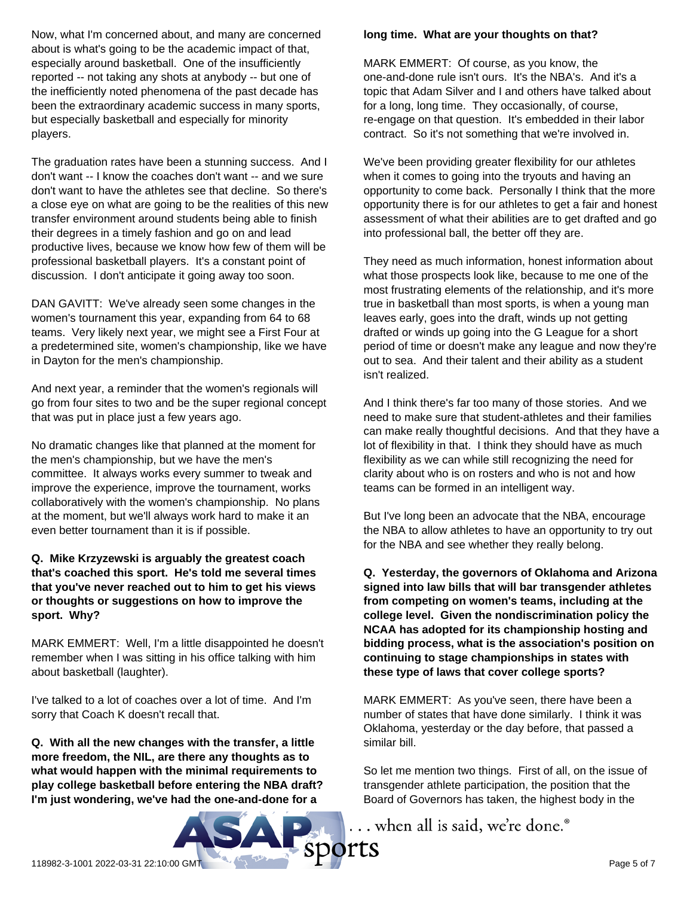Now, what I'm concerned about, and many are concerned about is what's going to be the academic impact of that, especially around basketball. One of the insufficiently reported -- not taking any shots at anybody -- but one of the inefficiently noted phenomena of the past decade has been the extraordinary academic success in many sports, but especially basketball and especially for minority players.

The graduation rates have been a stunning success. And I don't want -- I know the coaches don't want -- and we sure don't want to have the athletes see that decline. So there's a close eye on what are going to be the realities of this new transfer environment around students being able to finish their degrees in a timely fashion and go on and lead productive lives, because we know how few of them will be professional basketball players. It's a constant point of discussion. I don't anticipate it going away too soon.

DAN GAVITT: We've already seen some changes in the women's tournament this year, expanding from 64 to 68 teams. Very likely next year, we might see a First Four at a predetermined site, women's championship, like we have in Dayton for the men's championship.

And next year, a reminder that the women's regionals will go from four sites to two and be the super regional concept that was put in place just a few years ago.

No dramatic changes like that planned at the moment for the men's championship, but we have the men's committee. It always works every summer to tweak and improve the experience, improve the tournament, works collaboratively with the women's championship. No plans at the moment, but we'll always work hard to make it an even better tournament than it is if possible.

**Q. Mike Krzyzewski is arguably the greatest coach that's coached this sport. He's told me several times that you've never reached out to him to get his views or thoughts or suggestions on how to improve the sport. Why?**

MARK EMMERT: Well, I'm a little disappointed he doesn't remember when I was sitting in his office talking with him about basketball (laughter).

I've talked to a lot of coaches over a lot of time. And I'm sorry that Coach K doesn't recall that.

**Q. With all the new changes with the transfer, a little more freedom, the NIL, are there any thoughts as to what would happen with the minimal requirements to play college basketball before entering the NBA draft? I'm just wondering, we've had the one-and-done for a long time. What are your thoughts on that?**

MARK EMMERT: Of course, as you know, the one-and-done rule isn't ours. It's the NBA's. And it's a topic that Adam Silver and I and others have talked about for a long, long time. They occasionally, of course, re-engage on that question. It's embedded in their labor contract. So it's not something that we're involved in.

We've been providing greater flexibility for our athletes when it comes to going into the tryouts and having an opportunity to come back. Personally I think that the more opportunity there is for our athletes to get a fair and honest assessment of what their abilities are to get drafted and go into professional ball, the better off they are.

They need as much information, honest information about what those prospects look like, because to me one of the most frustrating elements of the relationship, and it's more true in basketball than most sports, is when a young man leaves early, goes into the draft, winds up not getting drafted or winds up going into the G League for a short period of time or doesn't make any league and now they're out to sea. And their talent and their ability as a student isn't realized.

And I think there's far too many of those stories. And we need to make sure that student-athletes and their families can make really thoughtful decisions. And that they have a lot of flexibility in that. I think they should have as much flexibility as we can while still recognizing the need for clarity about who is on rosters and who is not and how teams can be formed in an intelligent way.

But I've long been an advocate that the NBA, encourage the NBA to allow athletes to have an opportunity to try out for the NBA and see whether they really belong.

**Q. Yesterday, the governors of Oklahoma and Arizona signed into law bills that will bar transgender athletes from competing on women's teams, including at the college level. Given the nondiscrimination policy the NCAA has adopted for its championship hosting and bidding process, what is the association's position on continuing to stage championships in states with these type of laws that cover college sports?**

MARK EMMERT: As you've seen, there have been a number of states that have done similarly. I think it was Oklahoma, yesterday or the day before, that passed a similar bill.

So let me mention two things. First of all, on the issue of transgender athlete participation, the position that the Board of Governors has taken, the highest body in the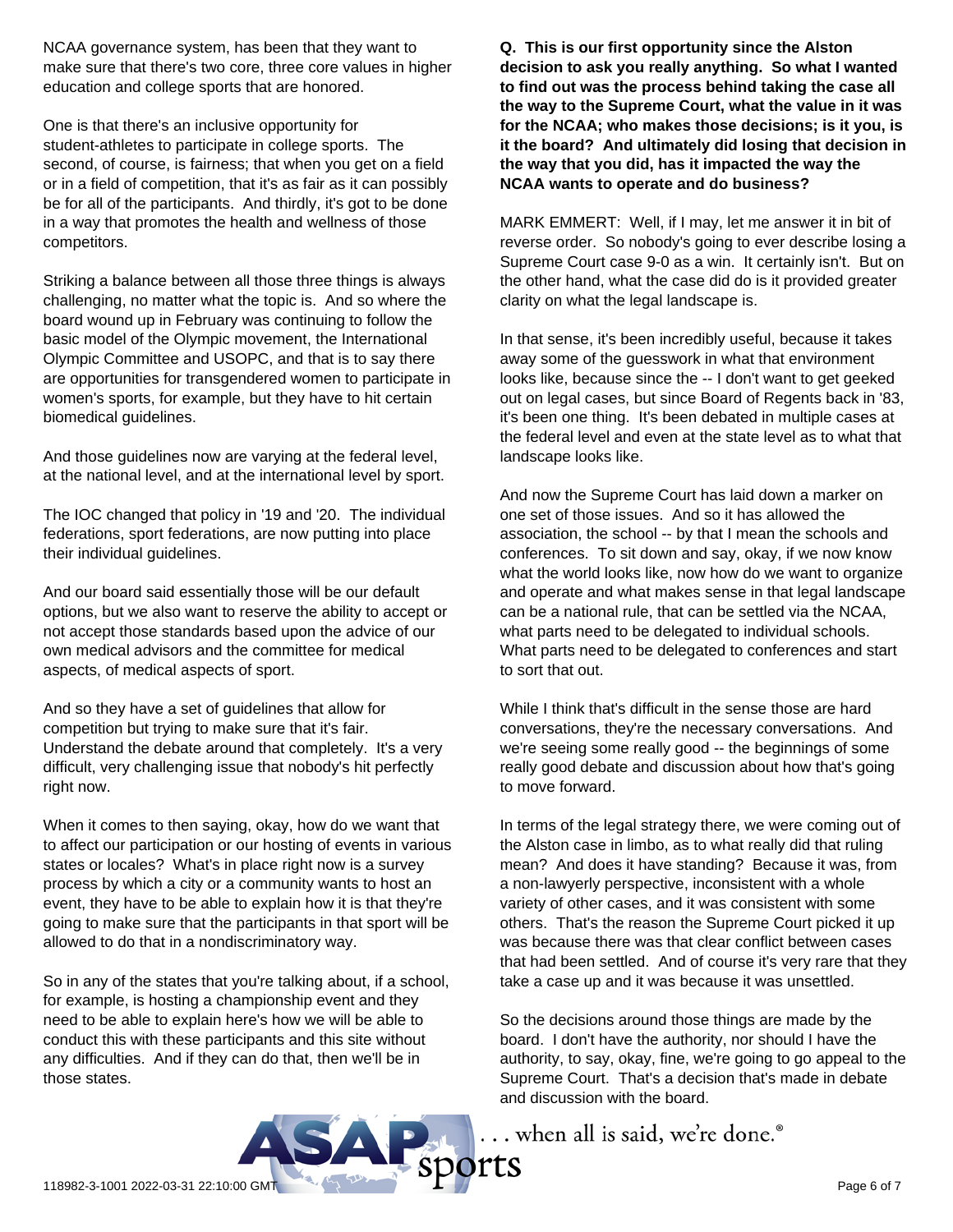NCAA governance system, has been that they want to make sure that there's two core, three core values in higher education and college sports that are honored.

One is that there's an inclusive opportunity for student-athletes to participate in college sports. The second, of course, is fairness; that when you get on a field or in a field of competition, that it's as fair as it can possibly be for all of the participants. And thirdly, it's got to be done in a way that promotes the health and wellness of those competitors.

Striking a balance between all those three things is always challenging, no matter what the topic is. And so where the board wound up in February was continuing to follow the basic model of the Olympic movement, the International Olympic Committee and USOPC, and that is to say there are opportunities for transgendered women to participate in women's sports, for example, but they have to hit certain biomedical guidelines.

And those guidelines now are varying at the federal level, at the national level, and at the international level by sport.

The IOC changed that policy in '19 and '20. The individual federations, sport federations, are now putting into place their individual guidelines.

And our board said essentially those will be our default options, but we also want to reserve the ability to accept or not accept those standards based upon the advice of our own medical advisors and the committee for medical aspects, of medical aspects of sport.

And so they have a set of guidelines that allow for competition but trying to make sure that it's fair. Understand the debate around that completely. It's a very difficult, very challenging issue that nobody's hit perfectly right now.

When it comes to then saying, okay, how do we want that to affect our participation or our hosting of events in various states or locales? What's in place right now is a survey process by which a city or a community wants to host an event, they have to be able to explain how it is that they're going to make sure that the participants in that sport will be allowed to do that in a nondiscriminatory way.

So in any of the states that you're talking about, if a school, for example, is hosting a championship event and they need to be able to explain here's how we will be able to conduct this with these participants and this site without any difficulties. And if they can do that, then we'll be in those states.

**Q. This is our first opportunity since the Alston decision to ask you really anything. So what I wanted to find out was the process behind taking the case all the way to the Supreme Court, what the value in it was for the NCAA; who makes those decisions; is it you, is it the board? And ultimately did losing that decision in the way that you did, has it impacted the way the NCAA wants to operate and do business?**

MARK EMMERT: Well, if I may, let me answer it in bit of reverse order. So nobody's going to ever describe losing a Supreme Court case 9-0 as a win. It certainly isn't. But on the other hand, what the case did do is it provided greater clarity on what the legal landscape is.

In that sense, it's been incredibly useful, because it takes away some of the guesswork in what that environment looks like, because since the -- I don't want to get geeked out on legal cases, but since Board of Regents back in '83, it's been one thing. It's been debated in multiple cases at the federal level and even at the state level as to what that landscape looks like.

And now the Supreme Court has laid down a marker on one set of those issues. And so it has allowed the association, the school -- by that I mean the schools and conferences. To sit down and say, okay, if we now know what the world looks like, now how do we want to organize and operate and what makes sense in that legal landscape can be a national rule, that can be settled via the NCAA, what parts need to be delegated to individual schools. What parts need to be delegated to conferences and start to sort that out.

While I think that's difficult in the sense those are hard conversations, they're the necessary conversations. And we're seeing some really good -- the beginnings of some really good debate and discussion about how that's going to move forward.

In terms of the legal strategy there, we were coming out of the Alston case in limbo, as to what really did that ruling mean? And does it have standing? Because it was, from a non-lawyerly perspective, inconsistent with a whole variety of other cases, and it was consistent with some others. That's the reason the Supreme Court picked it up was because there was that clear conflict between cases that had been settled. And of course it's very rare that they take a case up and it was because it was unsettled.

So the decisions around those things are made by the board. I don't have the authority, nor should I have the authority, to say, okay, fine, we're going to go appeal to the Supreme Court. That's a decision that's made in debate and discussion with the board.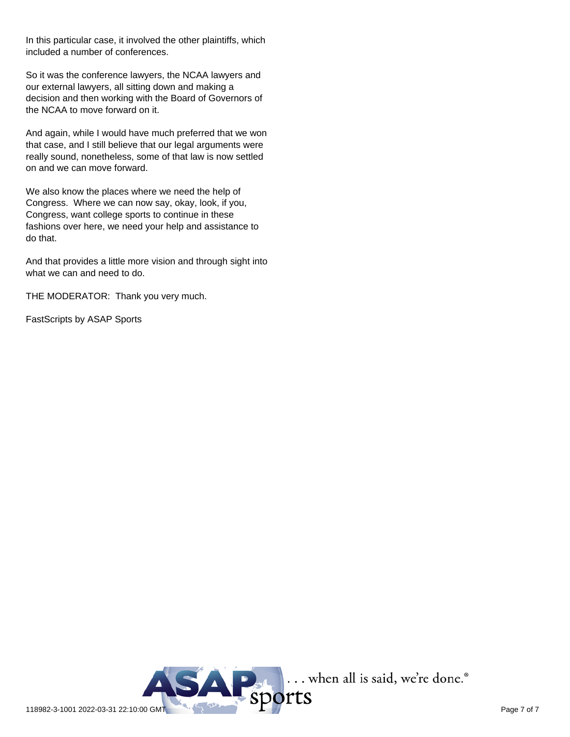In this particular case, it involved the other plaintiffs, which included a number of conferences.

So it was the conference lawyers, the NCAA lawyers and our external lawyers, all sitting down and making a decision and then working with the Board of Governors of the NCAA to move forward on it.

And again, while I would have much preferred that we won that case, and I still believe that our legal arguments were really sound, nonetheless, some of that law is now settled on and we can move forward.

We also know the places where we need the help of Congress. Where we can now say, okay, look, if you, Congress, want college sports to continue in these fashions over here, we need your help and assistance to do that.

And that provides a little more vision and through sight into what we can and need to do.

THE MODERATOR: Thank you very much.

FastScripts by ASAP Sports